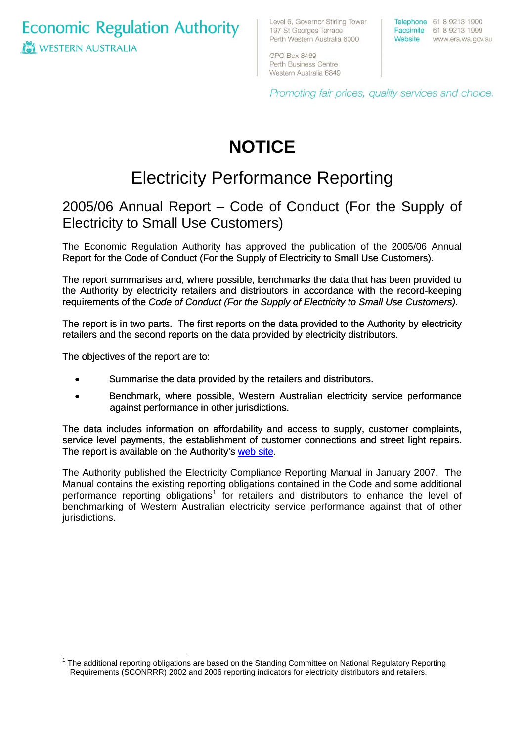Economic Regulation Authority
WESTERN AUSTRALIA

Level 6, Governor Stirling Tower
197 St Georges Terrace
Perth Western Australia 6000

GPO Box 8469
Perth Business Centre
Western Australia 6849

Telephone 61 8 9213 1900
Facsimile 61 8 9213 1999
Website www.era.wa.gov.au

*Promoting fair prices, quality services and choice.*

# NOTICE

## Electricity Performance Reporting

### 2005/06 Annual Report – Code of Conduct (For the Supply of Electricity to Small Use Customers)

The Economic Regulation Authority has approved the publication of the 2005/06 Annual Report for the Code of Conduct (For the Supply of Electricity to Small Use Customers).

The report summarises and, where possible, benchmarks the data that has been provided to the Authority by electricity retailers and distributors in accordance with the record-keeping requirements of the *Code of Conduct (For the Supply of Electricity to Small Use Customers)*.

The report is in two parts. The first reports on the data provided to the Authority by electricity retailers and the second reports on the data provided by electricity distributors.

The objectives of the report are to:

- Summarise the data provided by the retailers and distributors.
- Benchmark, where possible, Western Australian electricity service performance against performance in other jurisdictions.

The data includes information on affordability and access to supply, customer complaints, service level payments, the establishment of customer connections and street light repairs. The report is available on the Authority's web site.

The Authority published the Electricity Compliance Reporting Manual in January 2007. The Manual contains the existing reporting obligations contained in the Code and some additional performance reporting obligations[1] for retailers and distributors to enhance the level of benchmarking of Western Australian electricity service performance against that of other jurisdictions.

[1] The additional reporting obligations are based on the Standing Committee on National Regulatory Reporting Requirements (SCONRRR) 2002 and 2006 reporting indicators for electricity distributors and retailers.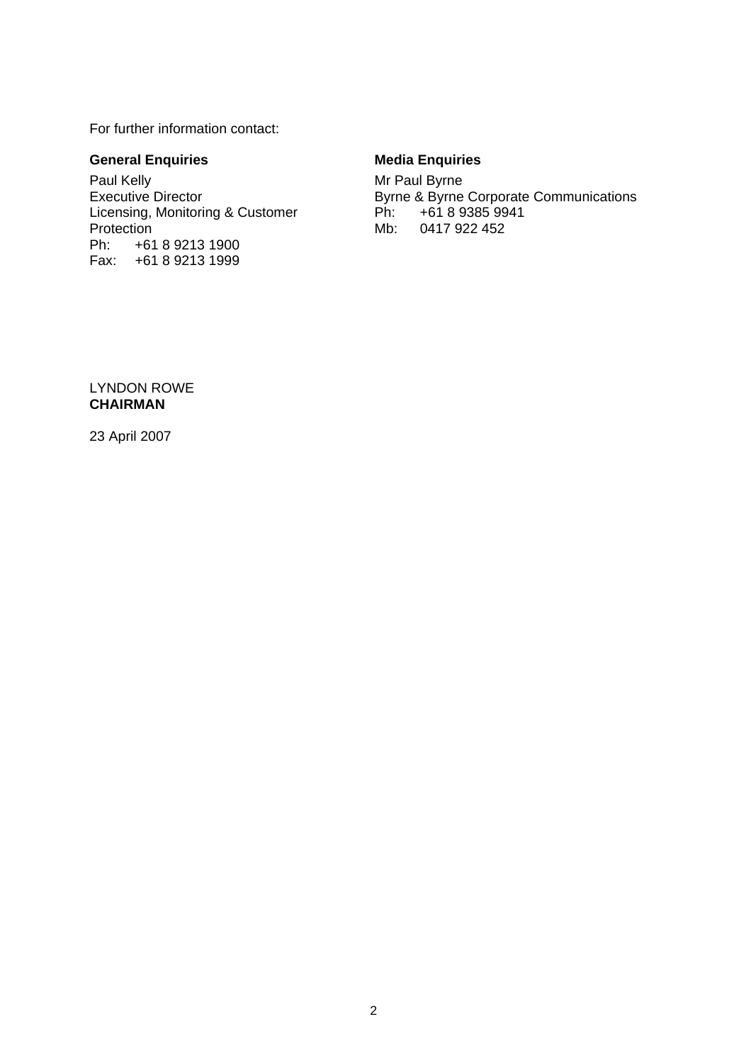For further information contact:

**General Enquiries**

Paul Kelly
Executive Director
Licensing, Monitoring & Customer Protection
Ph: +61 8 9213 1900
Fax: +61 8 9213 1999

**Media Enquiries**

Mr Paul Byrne
Byrne & Byrne Corporate Communications
Ph: +61 8 9385 9941
Mb: 0417 922 452

LYNDON ROWE
**CHAIRMAN**

23 April 2007